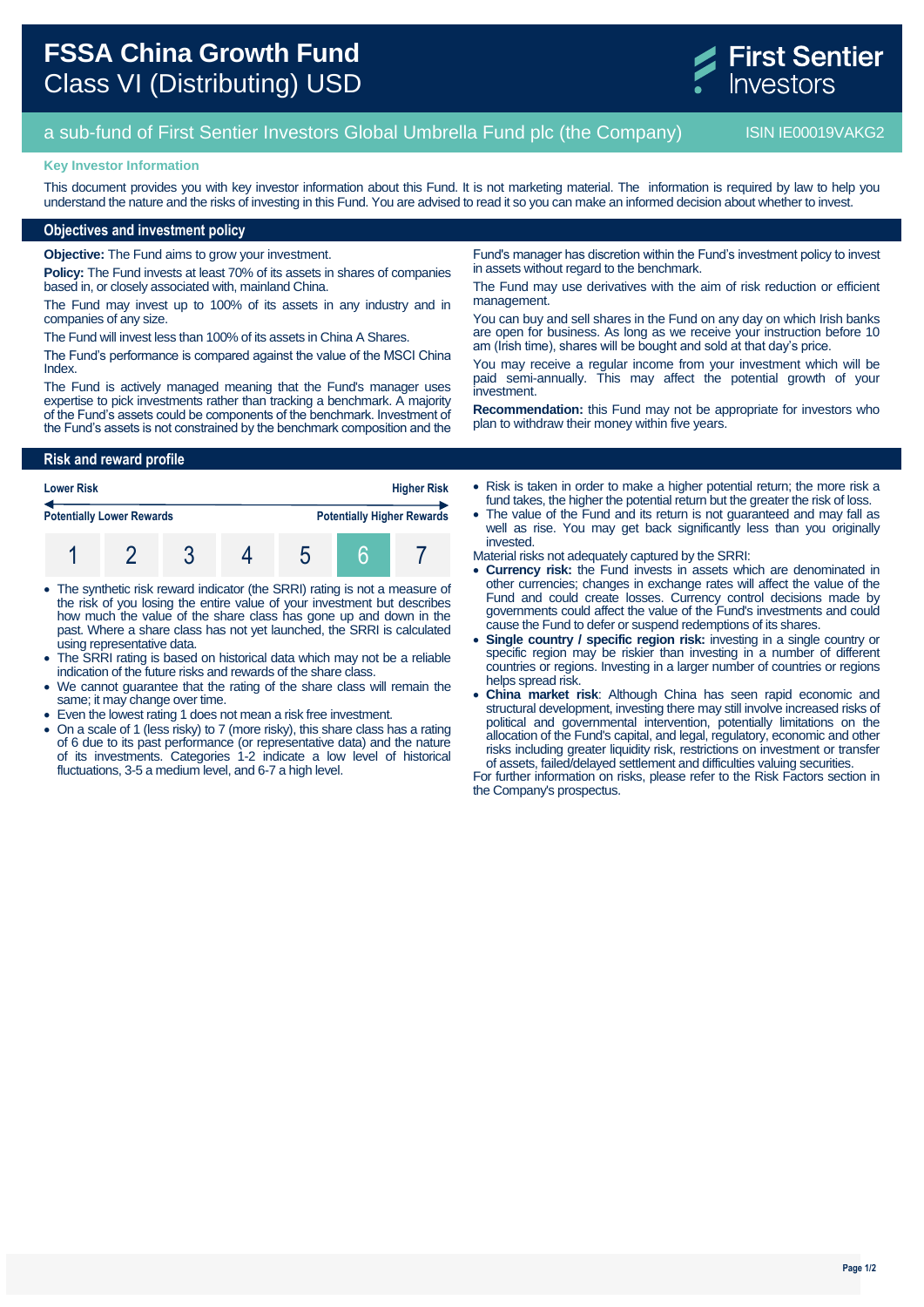# FSSA China Growth Fund
Class VI (Distributing) USD

First Sentier Investors

## a sub-fund of First Sentier Investors Global Umbrella Fund plc (the Company)

ISIN IE00019VAKG2

**Key Investor Information**

This document provides you with key investor information about this Fund. It is not marketing material. The information is required by law to help you understand the nature and the risks of investing in this Fund. You are advised to read it so you can make an informed decision about whether to invest.

## Objectives and investment policy

**Objective:** The Fund aims to grow your investment.

**Policy:** The Fund invests at least 70% of its assets in shares of companies based in, or closely associated with, mainland China.

The Fund may invest up to 100% of its assets in any industry and in companies of any size.

The Fund will invest less than 100% of its assets in China A Shares.

The Fund's performance is compared against the value of the MSCI China Index.

The Fund is actively managed meaning that the Fund's manager uses expertise to pick investments rather than tracking a benchmark. A majority of the Fund's assets could be components of the benchmark. Investment of the Fund's assets is not constrained by the benchmark composition and the Fund's manager has discretion within the Fund's investment policy to invest in assets without regard to the benchmark.

The Fund may use derivatives with the aim of risk reduction or efficient management.

You can buy and sell shares in the Fund on any day on which Irish banks are open for business. As long as we receive your instruction before 10 am (Irish time), shares will be bought and sold at that day's price.

You may receive a regular income from your investment which will be paid semi-annually. This may affect the potential growth of your investment.

**Recommendation:** this Fund may not be appropriate for investors who plan to withdraw their money within five years.

## Risk and reward profile

| Lower Risk | | | | | | Higher Risk |
|---|---|---|---|---|---|---|
| Potentially Lower Rewards | | | | | | Potentially Higher Rewards |
| 1 | 2 | 3 | 4 | 5 | **6** | 7 |

- The synthetic risk reward indicator (the SRRI) rating is not a measure of the risk of you losing the entire value of your investment but describes how much the value of the share class has gone up and down in the past. Where a share class has not yet launched, the SRRI is calculated using representative data.
- The SRRI rating is based on historical data which may not be a reliable indication of the future risks and rewards of the share class.
- We cannot guarantee that the rating of the share class will remain the same; it may change over time.
- Even the lowest rating 1 does not mean a risk free investment.
- On a scale of 1 (less risky) to 7 (more risky), this share class has a rating of 6 due to its past performance (or representative data) and the nature of its investments. Categories 1-2 indicate a low level of historical fluctuations, 3-5 a medium level, and 6-7 a high level.
- Risk is taken in order to make a higher potential return; the more risk a fund takes, the higher the potential return but the greater the risk of loss.
- The value of the Fund and its return is not guaranteed and may fall as well as rise. You may get back significantly less than you originally invested.

Material risks not adequately captured by the SRRI:

- **Currency risk:** the Fund invests in assets which are denominated in other currencies; changes in exchange rates will affect the value of the Fund and could create losses. Currency control decisions made by governments could affect the value of the Fund's investments and could cause the Fund to defer or suspend redemptions of its shares.
- **Single country / specific region risk:** investing in a single country or specific region may be riskier than investing in a number of different countries or regions. Investing in a larger number of countries or regions helps spread risk.
- **China market risk**: Although China has seen rapid economic and structural development, investing there may still involve increased risks of political and governmental intervention, potentially limitations on the allocation of the Fund's capital, and legal, regulatory, economic and other risks including greater liquidity risk, restrictions on investment or transfer of assets, failed/delayed settlement and difficulties valuing securities.

For further information on risks, please refer to the Risk Factors section in the Company's prospectus.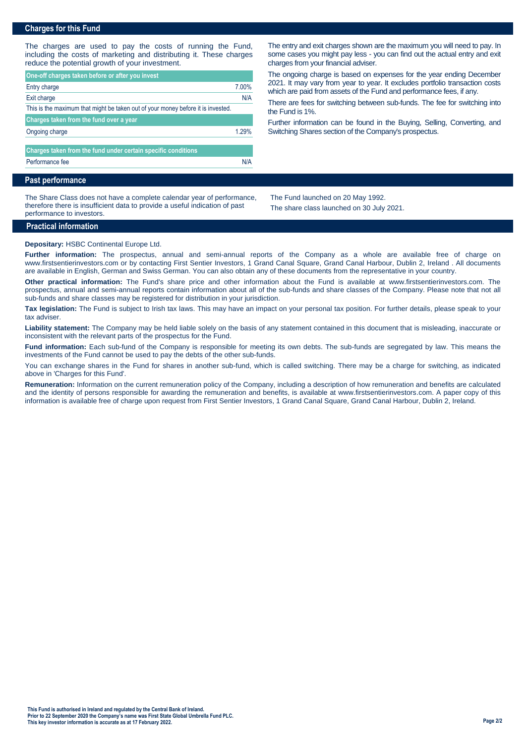## Charges for this Fund

The charges are used to pay the costs of running the Fund, including the costs of marketing and distributing it. These charges reduce the potential growth of your investment.

| One-off charges taken before or after you invest | |
|---|---|
| Entry charge | 7.00% |
| Exit charge | N/A |
| This is the maximum that might be taken out of your money before it is invested. | |
| **Charges taken from the fund over a year** | |
| Ongoing charge | 1.29% |
| **Charges taken from the fund under certain specific conditions** | |
| Performance fee | N/A |

The entry and exit charges shown are the maximum you will need to pay. In some cases you might pay less - you can find out the actual entry and exit charges from your financial adviser.

The ongoing charge is based on expenses for the year ending December 2021. It may vary from year to year. It excludes portfolio transaction costs which are paid from assets of the Fund and performance fees, if any.

There are fees for switching between sub-funds. The fee for switching into the Fund is 1%.

Further information can be found in the Buying, Selling, Converting, and Switching Shares section of the Company's prospectus.

## Past performance

The Share Class does not have a complete calendar year of performance, therefore there is insufficient data to provide a useful indication of past performance to investors.

The Fund launched on 20 May 1992.

The share class launched on 30 July 2021.

## Practical information

**Depositary:** HSBC Continental Europe Ltd.

**Further information:** The prospectus, annual and semi-annual reports of the Company as a whole are available free of charge on www.firstsentierinvestors.com or by contacting First Sentier Investors, 1 Grand Canal Square, Grand Canal Harbour, Dublin 2, Ireland . All documents are available in English, German and Swiss German. You can also obtain any of these documents from the representative in your country.

**Other practical information:** The Fund's share price and other information about the Fund is available at www.firstsentierinvestors.com. The prospectus, annual and semi-annual reports contain information about all of the sub-funds and share classes of the Company. Please note that not all sub-funds and share classes may be registered for distribution in your jurisdiction.

**Tax legislation:** The Fund is subject to Irish tax laws. This may have an impact on your personal tax position. For further details, please speak to your tax adviser.

**Liability statement:** The Company may be held liable solely on the basis of any statement contained in this document that is misleading, inaccurate or inconsistent with the relevant parts of the prospectus for the Fund.

**Fund information:** Each sub-fund of the Company is responsible for meeting its own debts. The sub-funds are segregated by law. This means the investments of the Fund cannot be used to pay the debts of the other sub-funds.

You can exchange shares in the Fund for shares in another sub-fund, which is called switching. There may be a charge for switching, as indicated above in 'Charges for this Fund'.

**Remuneration:** Information on the current remuneration policy of the Company, including a description of how remuneration and benefits are calculated and the identity of persons responsible for awarding the remuneration and benefits, is available at www.firstsentierinvestors.com. A paper copy of this information is available free of charge upon request from First Sentier Investors, 1 Grand Canal Square, Grand Canal Harbour, Dublin 2, Ireland.

**This Fund is authorised in Ireland and regulated by the Central Bank of Ireland.**
**Prior to 22 September 2020 the Company's name was First State Global Umbrella Fund PLC.**
**This key investor information is accurate as at 17 February 2022.**